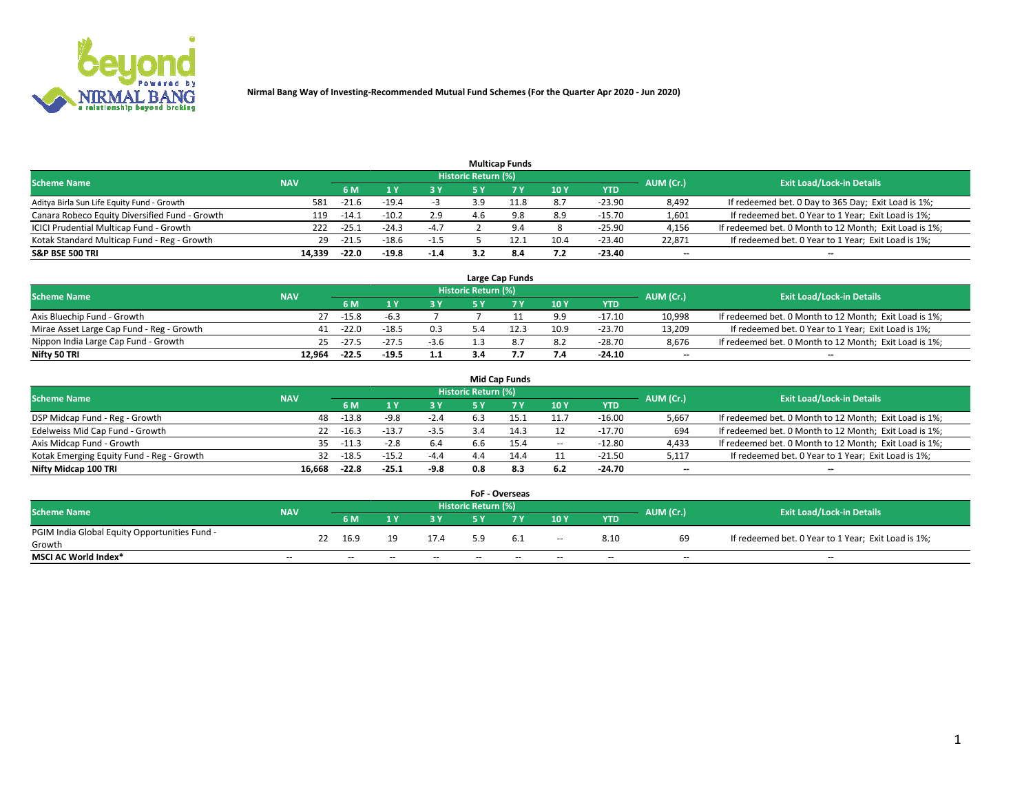**Nirmal Bang Way of Investing-Recommended Mutual Fund Schemes (For the Quarter Apr 2020 - Jun 2020)**

### Multicap Funds

| Scheme Name | NAV | Historic Return (%) | | | | | | | AUM (Cr.) | Exit Load/Lock-in Details |
|---|---|---|---|---|---|---|---|---|---|---|
| | | 6 M | 1 Y | 3 Y | 5 Y | 7 Y | 10 Y | YTD | | |
| Aditya Birla Sun Life Equity Fund - Growth | 581 | -21.6 | -19.4 | -3 | 3.9 | 11.8 | 8.7 | -23.90 | 8,492 | If redeemed bet. 0 Day to 365 Day; Exit Load is 1%; |
| Canara Robeco Equity Diversified Fund - Growth | 119 | -14.1 | -10.2 | 2.9 | 4.6 | 9.8 | 8.9 | -15.70 | 1,601 | If redeemed bet. 0 Year to 1 Year; Exit Load is 1%; |
| ICICI Prudential Multicap Fund - Growth | 222 | -25.1 | -24.3 | -4.7 | 2 | 9.4 | 8 | -25.90 | 4,156 | If redeemed bet. 0 Month to 12 Month; Exit Load is 1%; |
| Kotak Standard Multicap Fund - Reg - Growth | 29 | -21.5 | -18.6 | -1.5 | 5 | 12.1 | 10.4 | -23.40 | 22,871 | If redeemed bet. 0 Year to 1 Year; Exit Load is 1%; |
| **S&P BSE 500 TRI** | **14,339** | **-22.0** | **-19.8** | **-1.4** | **3.2** | **8.4** | **7.2** | **-23.40** | **--** | **--** |

### Large Cap Funds

| Scheme Name | NAV | Historic Return (%) | | | | | | | AUM (Cr.) | Exit Load/Lock-in Details |
|---|---|---|---|---|---|---|---|---|---|---|
| | | 6 M | 1 Y | 3 Y | 5 Y | 7 Y | 10 Y | YTD | | |
| Axis Bluechip Fund - Growth | 27 | -15.8 | -6.3 | 7 | 7 | 11 | 9.9 | -17.10 | 10,998 | If redeemed bet. 0 Month to 12 Month; Exit Load is 1%; |
| Mirae Asset Large Cap Fund - Reg - Growth | 41 | -22.0 | -18.5 | 0.3 | 5.4 | 12.3 | 10.9 | -23.70 | 13,209 | If redeemed bet. 0 Year to 1 Year; Exit Load is 1%; |
| Nippon India Large Cap Fund - Growth | 25 | -27.5 | -27.5 | -3.6 | 1.3 | 8.7 | 8.2 | -28.70 | 8,676 | If redeemed bet. 0 Month to 12 Month; Exit Load is 1%; |
| **Nifty 50 TRI** | **12,964** | **-22.5** | **-19.5** | **1.1** | **3.4** | **7.7** | **7.4** | **-24.10** | **--** | **--** |

### Mid Cap Funds

| Scheme Name | NAV | Historic Return (%) | | | | | | | AUM (Cr.) | Exit Load/Lock-in Details |
|---|---|---|---|---|---|---|---|---|---|---|
| | | 6 M | 1 Y | 3 Y | 5 Y | 7 Y | 10 Y | YTD | | |
| DSP Midcap Fund - Reg - Growth | 48 | -13.8 | -9.8 | -2.4 | 6.3 | 15.1 | 11.7 | -16.00 | 5,667 | If redeemed bet. 0 Month to 12 Month; Exit Load is 1%; |
| Edelweiss Mid Cap Fund - Growth | 22 | -16.3 | -13.7 | -3.5 | 3.4 | 14.3 | 12 | -17.70 | 694 | If redeemed bet. 0 Month to 12 Month; Exit Load is 1%; |
| Axis Midcap Fund - Growth | 35 | -11.3 | -2.8 | 6.4 | 6.6 | 15.4 | -- | -12.80 | 4,433 | If redeemed bet. 0 Month to 12 Month; Exit Load is 1%; |
| Kotak Emerging Equity Fund - Reg - Growth | 32 | -18.5 | -15.2 | -4.4 | 4.4 | 14.4 | 11 | -21.50 | 5,117 | If redeemed bet. 0 Year to 1 Year; Exit Load is 1%; |
| **Nifty Midcap 100 TRI** | **16,668** | **-22.8** | **-25.1** | **-9.8** | **0.8** | **8.3** | **6.2** | **-24.70** | **--** | **--** |

### FoF - Overseas

| Scheme Name | NAV | Historic Return (%) | | | | | | | AUM (Cr.) | Exit Load/Lock-in Details |
|---|---|---|---|---|---|---|---|---|---|---|
| | | 6 M | 1 Y | 3 Y | 5 Y | 7 Y | 10 Y | YTD | | |
| PGIM India Global Equity Opportunities Fund - Growth | 22 | 16.9 | 19 | 17.4 | 5.9 | 6.1 | -- | 8.10 | 69 | If redeemed bet. 0 Year to 1 Year; Exit Load is 1%; |
| **MSCI AC World Index*** | -- | -- | -- | -- | -- | -- | -- | -- | -- | -- |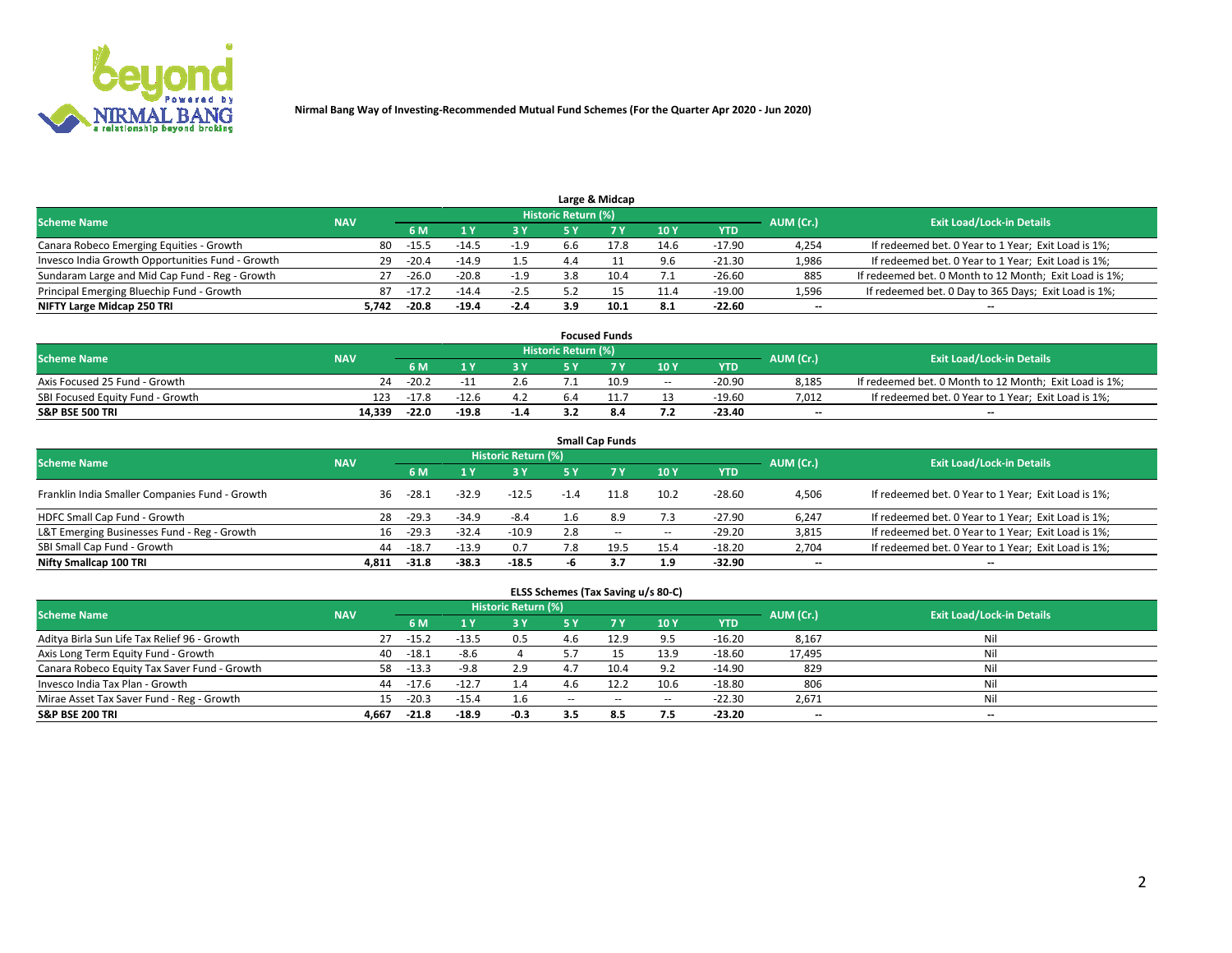Nirmal Bang Way of Investing-Recommended Mutual Fund Schemes (For the Quarter Apr 2020 - Jun 2020)

### Large & Midcap

| Scheme Name | NAV | Historic Return (%) | | | | | | | AUM (Cr.) | Exit Load/Lock-in Details |
|---|---|---|---|---|---|---|---|---|---|---|
| | | 6 M | 1 Y | 3 Y | 5 Y | 7 Y | 10 Y | YTD | | |
| Canara Robeco Emerging Equities - Growth | 80 | -15.5 | -14.5 | -1.9 | 6.6 | 17.8 | 14.6 | -17.90 | 4,254 | If redeemed bet. 0 Year to 1 Year; Exit Load is 1%; |
| Invesco India Growth Opportunities Fund - Growth | 29 | -20.4 | -14.9 | 1.5 | 4.4 | 11 | 9.6 | -21.30 | 1,986 | If redeemed bet. 0 Year to 1 Year; Exit Load is 1%; |
| Sundaram Large and Mid Cap Fund - Reg - Growth | 27 | -26.0 | -20.8 | -1.9 | 3.8 | 10.4 | 7.1 | -26.60 | 885 | If redeemed bet. 0 Month to 12 Month; Exit Load is 1%; |
| Principal Emerging Bluechip Fund - Growth | 87 | -17.2 | -14.4 | -2.5 | 5.2 | 15 | 11.4 | -19.00 | 1,596 | If redeemed bet. 0 Day to 365 Days; Exit Load is 1%; |
| **NIFTY Large Midcap 250 TRI** | **5,742** | **-20.8** | **-19.4** | **-2.4** | **3.9** | **10.1** | **8.1** | **-22.60** | **--** | **--** |

### Focused Funds

| Scheme Name | NAV | Historic Return (%) | | | | | | | AUM (Cr.) | Exit Load/Lock-in Details |
|---|---|---|---|---|---|---|---|---|---|---|
| | | 6 M | 1 Y | 3 Y | 5 Y | 7 Y | 10 Y | YTD | | |
| Axis Focused 25 Fund - Growth | 24 | -20.2 | -11 | 2.6 | 7.1 | 10.9 | -- | -20.90 | 8,185 | If redeemed bet. 0 Month to 12 Month; Exit Load is 1%; |
| SBI Focused Equity Fund - Growth | 123 | -17.8 | -12.6 | 4.2 | 6.4 | 11.7 | 13 | -19.60 | 7,012 | If redeemed bet. 0 Year to 1 Year; Exit Load is 1%; |
| **S&P BSE 500 TRI** | **14,339** | **-22.0** | **-19.8** | **-1.4** | **3.2** | **8.4** | **7.2** | **-23.40** | **--** | **--** |

### Small Cap Funds

| Scheme Name | NAV | Historic Return (%) | | | | | | | AUM (Cr.) | Exit Load/Lock-in Details |
|---|---|---|---|---|---|---|---|---|---|---|
| | | 6 M | 1 Y | 3 Y | 5 Y | 7 Y | 10 Y | YTD | | |
| Franklin India Smaller Companies Fund - Growth | 36 | -28.1 | -32.9 | -12.5 | -1.4 | 11.8 | 10.2 | -28.60 | 4,506 | If redeemed bet. 0 Year to 1 Year; Exit Load is 1%; |
| HDFC Small Cap Fund - Growth | 28 | -29.3 | -34.9 | -8.4 | 1.6 | 8.9 | 7.3 | -27.90 | 6,247 | If redeemed bet. 0 Year to 1 Year; Exit Load is 1%; |
| L&T Emerging Businesses Fund - Reg - Growth | 16 | -29.3 | -32.4 | -10.9 | 2.8 | -- | -- | -29.20 | 3,815 | If redeemed bet. 0 Year to 1 Year; Exit Load is 1%; |
| SBI Small Cap Fund - Growth | 44 | -18.7 | -13.9 | 0.7 | 7.8 | 19.5 | 15.4 | -18.20 | 2,704 | If redeemed bet. 0 Year to 1 Year; Exit Load is 1%; |
| **Nifty Smallcap 100 TRI** | **4,811** | **-31.8** | **-38.3** | **-18.5** | **-6** | **3.7** | **1.9** | **-32.90** | **--** | **--** |

### ELSS Schemes (Tax Saving u/s 80-C)

| Scheme Name | NAV | Historic Return (%) | | | | | | | AUM (Cr.) | Exit Load/Lock-in Details |
|---|---|---|---|---|---|---|---|---|---|---|
| | | 6 M | 1 Y | 3 Y | 5 Y | 7 Y | 10 Y | YTD | | |
| Aditya Birla Sun Life Tax Relief 96 - Growth | 27 | -15.2 | -13.5 | 0.5 | 4.6 | 12.9 | 9.5 | -16.20 | 8,167 | Nil |
| Axis Long Term Equity Fund - Growth | 40 | -18.1 | -8.6 | 4 | 5.7 | 15 | 13.9 | -18.60 | 17,495 | Nil |
| Canara Robeco Equity Tax Saver Fund - Growth | 58 | -13.3 | -9.8 | 2.9 | 4.7 | 10.4 | 9.2 | -14.90 | 829 | Nil |
| Invesco India Tax Plan - Growth | 44 | -17.6 | -12.7 | 1.4 | 4.6 | 12.2 | 10.6 | -18.80 | 806 | Nil |
| Mirae Asset Tax Saver Fund - Reg - Growth | 15 | -20.3 | -15.4 | 1.6 | -- | -- | -- | -22.30 | 2,671 | Nil |
| **S&P BSE 200 TRI** | **4,667** | **-21.8** | **-18.9** | **-0.3** | **3.5** | **8.5** | **7.5** | **-23.20** | **--** | **--** |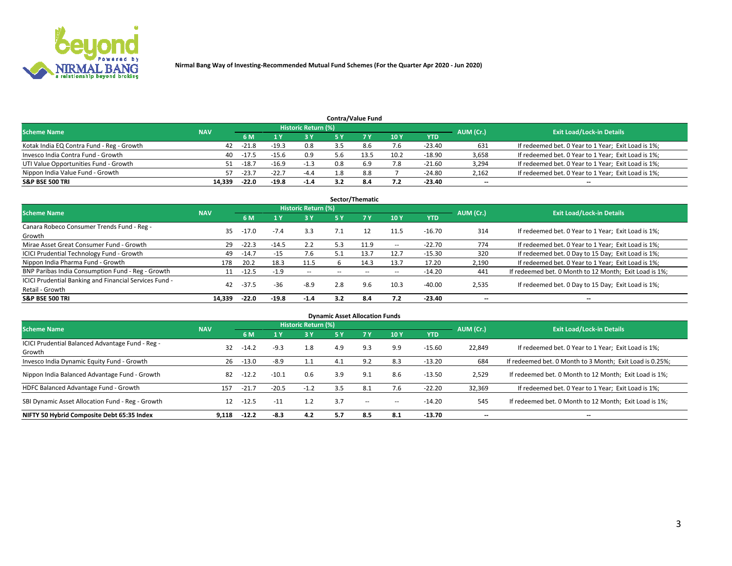**Nirmal Bang Way of Investing-Recommended Mutual Fund Schemes (For the Quarter Apr 2020 - Jun 2020)**

## Contra/Value Fund

| Scheme Name | NAV | Historic Return (%) | | | | | | | AUM (Cr.) | Exit Load/Lock-in Details |
|---|---|---|---|---|---|---|---|---|---|---|
| | | 6 M | 1 Y | 3 Y | 5 Y | 7 Y | 10 Y | YTD | | |
| Kotak India EQ Contra Fund - Reg - Growth | 42 | -21.8 | -19.3 | 0.8 | 3.5 | 8.6 | 7.6 | -23.40 | 631 | If redeemed bet. 0 Year to 1 Year; Exit Load is 1%; |
| Invesco India Contra Fund - Growth | 40 | -17.5 | -15.6 | 0.9 | 5.6 | 13.5 | 10.2 | -18.90 | 3,658 | If redeemed bet. 0 Year to 1 Year; Exit Load is 1%; |
| UTI Value Opportunities Fund - Growth | 51 | -18.7 | -16.9 | -1.3 | 0.8 | 6.9 | 7.8 | -21.60 | 3,294 | If redeemed bet. 0 Year to 1 Year; Exit Load is 1%; |
| Nippon India Value Fund - Growth | 57 | -23.7 | -22.7 | -4.4 | 1.8 | 8.8 | 7 | -24.80 | 2,162 | If redeemed bet. 0 Year to 1 Year; Exit Load is 1%; |
| **S&P BSE 500 TRI** | **14,339** | **-22.0** | **-19.8** | **-1.4** | **3.2** | **8.4** | **7.2** | **-23.40** | **--** | **--** |

## Sector/Thematic

| Scheme Name | NAV | Historic Return (%) | | | | | | | AUM (Cr.) | Exit Load/Lock-in Details |
|---|---|---|---|---|---|---|---|---|---|---|
| | | 6 M | 1 Y | 3 Y | 5 Y | 7 Y | 10 Y | YTD | | |
| Canara Robeco Consumer Trends Fund - Reg - Growth | 35 | -17.0 | -7.4 | 3.3 | 7.1 | 12 | 11.5 | -16.70 | 314 | If redeemed bet. 0 Year to 1 Year; Exit Load is 1%; |
| Mirae Asset Great Consumer Fund - Growth | 29 | -22.3 | -14.5 | 2.2 | 5.3 | 11.9 | -- | -22.70 | 774 | If redeemed bet. 0 Year to 1 Year; Exit Load is 1%; |
| ICICI Prudential Technology Fund - Growth | 49 | -14.7 | -15 | 7.6 | 5.1 | 13.7 | 12.7 | -15.30 | 320 | If redeemed bet. 0 Day to 15 Day; Exit Load is 1%; |
| Nippon India Pharma Fund - Growth | 178 | 20.2 | 18.3 | 11.5 | 6 | 14.3 | 13.7 | 17.20 | 2,190 | If redeemed bet. 0 Year to 1 Year; Exit Load is 1%; |
| BNP Paribas India Consumption Fund - Reg - Growth | 11 | -12.5 | -1.9 | -- | -- | -- | -- | -14.20 | 441 | If redeemed bet. 0 Month to 12 Month; Exit Load is 1%; |
| ICICI Prudential Banking and Financial Services Fund - Retail - Growth | 42 | -37.5 | -36 | -8.9 | 2.8 | 9.6 | 10.3 | -40.00 | 2,535 | If redeemed bet. 0 Day to 15 Day; Exit Load is 1%; |
| **S&P BSE 500 TRI** | **14,339** | **-22.0** | **-19.8** | **-1.4** | **3.2** | **8.4** | **7.2** | **-23.40** | **--** | **--** |

## Dynamic Asset Allocation Funds

| Scheme Name | NAV | Historic Return (%) | | | | | | | AUM (Cr.) | Exit Load/Lock-in Details |
|---|---|---|---|---|---|---|---|---|---|---|
| | | 6 M | 1 Y | 3 Y | 5 Y | 7 Y | 10 Y | YTD | | |
| ICICI Prudential Balanced Advantage Fund - Reg - Growth | 32 | -14.2 | -9.3 | 1.8 | 4.9 | 9.3 | 9.9 | -15.60 | 22,849 | If redeemed bet. 0 Year to 1 Year; Exit Load is 1%; |
| Invesco India Dynamic Equity Fund - Growth | 26 | -13.0 | -8.9 | 1.1 | 4.1 | 9.2 | 8.3 | -13.20 | 684 | If redeemed bet. 0 Month to 3 Month; Exit Load is 0.25%; |
| Nippon India Balanced Advantage Fund - Growth | 82 | -12.2 | -10.1 | 0.6 | 3.9 | 9.1 | 8.6 | -13.50 | 2,529 | If redeemed bet. 0 Month to 12 Month; Exit Load is 1%; |
| HDFC Balanced Advantage Fund - Growth | 157 | -21.7 | -20.5 | -1.2 | 3.5 | 8.1 | 7.6 | -22.20 | 32,369 | If redeemed bet. 0 Year to 1 Year; Exit Load is 1%; |
| SBI Dynamic Asset Allocation Fund - Reg - Growth | 12 | -12.5 | -11 | 1.2 | 3.7 | -- | -- | -14.20 | 545 | If redeemed bet. 0 Month to 12 Month; Exit Load is 1%; |
| **NIFTY 50 Hybrid Composite Debt 65:35 Index** | **9,118** | **-12.2** | **-8.3** | **4.2** | **5.7** | **8.5** | **8.1** | **-13.70** | **--** | **--** |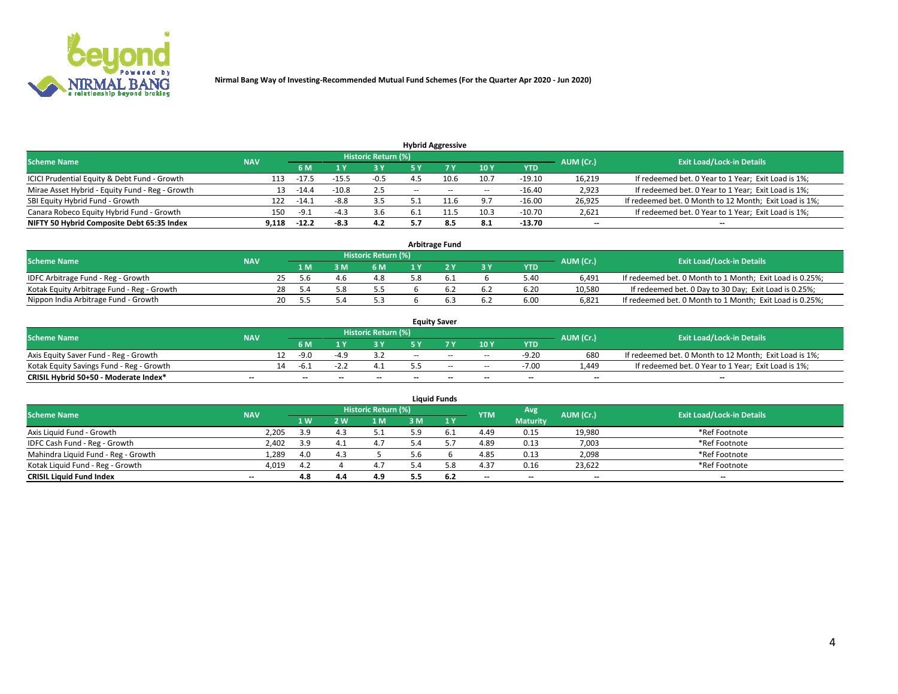Nirmal Bang Way of Investing-Recommended Mutual Fund Schemes (For the Quarter Apr 2020 - Jun 2020)

### Hybrid Aggressive

| Scheme Name | NAV | Historic Return (%) | | | | | | | AUM (Cr.) | Exit Load/Lock-in Details |
|---|---|---|---|---|---|---|---|---|---|---|
| | | 6 M | 1 Y | 3 Y | 5 Y | 7 Y | 10 Y | YTD | | |
| ICICI Prudential Equity & Debt Fund - Growth | 113 | -17.5 | -15.5 | -0.5 | 4.5 | 10.6 | 10.7 | -19.10 | 16,219 | If redeemed bet. 0 Year to 1 Year; Exit Load is 1%; |
| Mirae Asset Hybrid - Equity Fund - Reg - Growth | 13 | -14.4 | -10.8 | 2.5 | -- | -- | -- | -16.40 | 2,923 | If redeemed bet. 0 Year to 1 Year; Exit Load is 1%; |
| SBI Equity Hybrid Fund - Growth | 122 | -14.1 | -8.8 | 3.5 | 5.1 | 11.6 | 9.7 | -16.00 | 26,925 | If redeemed bet. 0 Month to 12 Month; Exit Load is 1%; |
| Canara Robeco Equity Hybrid Fund - Growth | 150 | -9.1 | -4.3 | 3.6 | 6.1 | 11.5 | 10.3 | -10.70 | 2,621 | If redeemed bet. 0 Year to 1 Year; Exit Load is 1%; |
| **NIFTY 50 Hybrid Composite Debt 65:35 Index** | **9,118** | **-12.2** | **-8.3** | **4.2** | **5.7** | **8.5** | **8.1** | **-13.70** | **--** | **--** |

### Arbitrage Fund

| Scheme Name | NAV | Historic Return (%) | | | | | | | AUM (Cr.) | Exit Load/Lock-in Details |
|---|---|---|---|---|---|---|---|---|---|---|
| | | 1 M | 3 M | 6 M | 1 Y | 2 Y | 3 Y | YTD | | |
| IDFC Arbitrage Fund - Reg - Growth | 25 | 5.6 | 4.6 | 4.8 | 5.8 | 6.1 | 6 | 5.40 | 6,491 | If redeemed bet. 0 Month to 1 Month; Exit Load is 0.25%; |
| Kotak Equity Arbitrage Fund - Reg - Growth | 28 | 5.4 | 5.8 | 5.5 | 6 | 6.2 | 6.2 | 6.20 | 10,580 | If redeemed bet. 0 Day to 30 Day; Exit Load is 0.25%; |
| Nippon India Arbitrage Fund - Growth | 20 | 5.5 | 5.4 | 5.3 | 6 | 6.3 | 6.2 | 6.00 | 6,821 | If redeemed bet. 0 Month to 1 Month; Exit Load is 0.25%; |

### Equity Saver

| Scheme Name | NAV | Historic Return (%) | | | | | | | AUM (Cr.) | Exit Load/Lock-in Details |
|---|---|---|---|---|---|---|---|---|---|---|
| | | 6 M | 1 Y | 3 Y | 5 Y | 7 Y | 10 Y | YTD | | |
| Axis Equity Saver Fund - Reg - Growth | 12 | -9.0 | -4.9 | 3.2 | -- | -- | -- | -9.20 | 680 | If redeemed bet. 0 Month to 12 Month; Exit Load is 1%; |
| Kotak Equity Savings Fund - Reg - Growth | 14 | -6.1 | -2.2 | 4.1 | 5.5 | -- | -- | -7.00 | 1,449 | If redeemed bet. 0 Year to 1 Year; Exit Load is 1%; |
| **CRISIL Hybrid 50+50 - Moderate Index*** | **--** | **--** | **--** | **--** | **--** | **--** | **--** | **--** | **--** | **--** |

### Liquid Funds

| Scheme Name | NAV | Historic Return (%) | | | | | YTM | Avg Maturity | AUM (Cr.) | Exit Load/Lock-in Details |
|---|---|---|---|---|---|---|---|---|---|---|
| | | 1 W | 2 W | 1 M | 3 M | 1 Y | | | | |
| Axis Liquid Fund - Growth | 2,205 | 3.9 | 4.3 | 5.1 | 5.9 | 6.1 | 4.49 | 0.15 | 19,980 | *Ref Footnote |
| IDFC Cash Fund - Reg - Growth | 2,402 | 3.9 | 4.1 | 4.7 | 5.4 | 5.7 | 4.89 | 0.13 | 7,003 | *Ref Footnote |
| Mahindra Liquid Fund - Reg - Growth | 1,289 | 4.0 | 4.3 | 5 | 5.6 | 6 | 4.85 | 0.13 | 2,098 | *Ref Footnote |
| Kotak Liquid Fund - Reg - Growth | 4,019 | 4.2 | 4 | 4.7 | 5.4 | 5.8 | 4.37 | 0.16 | 23,622 | *Ref Footnote |
| **CRISIL Liquid Fund Index** | **--** | **4.8** | **4.4** | **4.9** | **5.5** | **6.2** | **--** | **--** | **--** | **--** |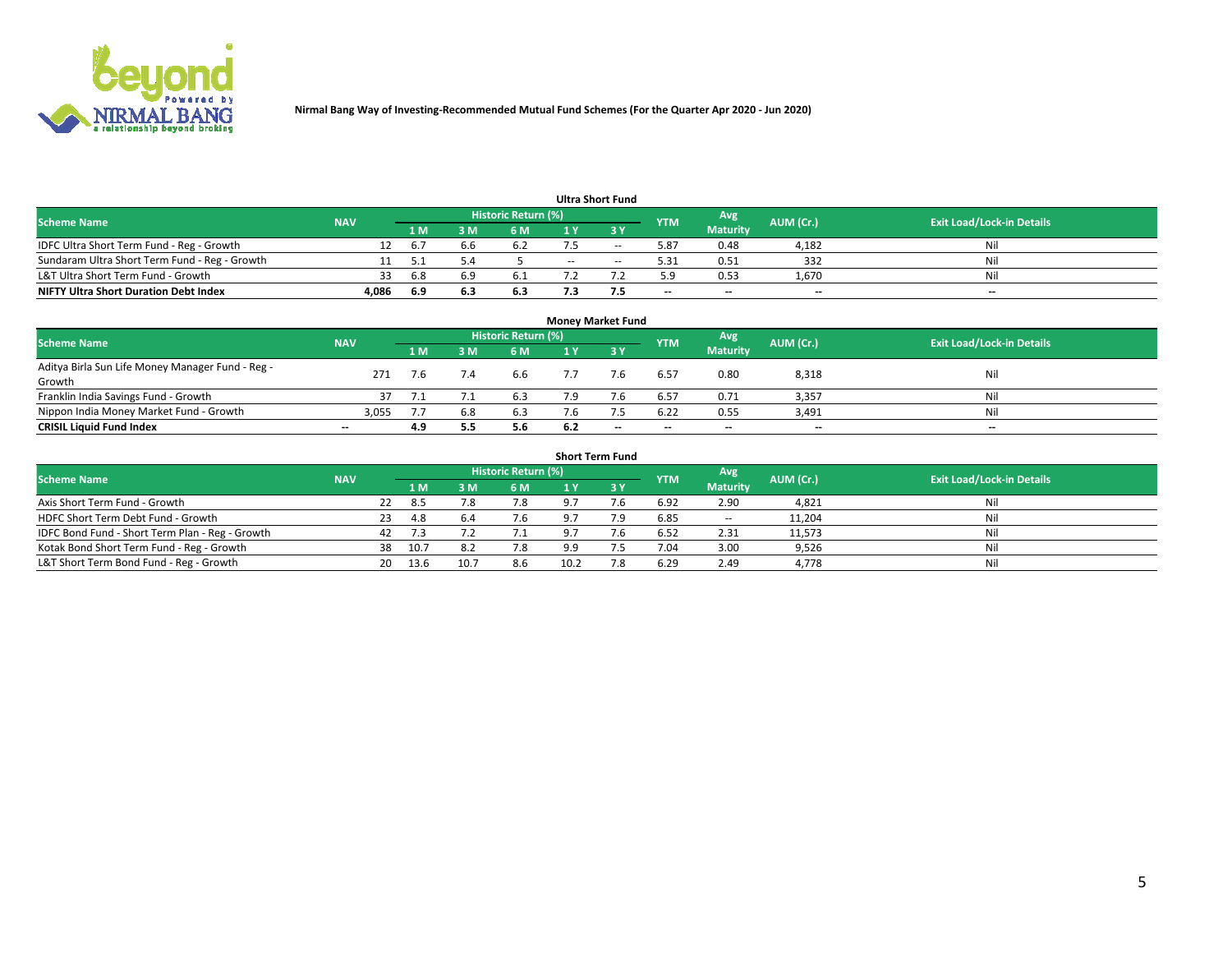Nirmal Bang Way of Investing-Recommended Mutual Fund Schemes (For the Quarter Apr 2020 - Jun 2020)

### Ultra Short Fund

| Scheme Name | NAV | Historic Return (%) | | | | | YTM | Avg Maturity | AUM (Cr.) | Exit Load/Lock-in Details |
|---|---|---|---|---|---|---|---|---|---|---|
| | | 1 M | 3 M | 6 M | 1 Y | 3 Y | | | | |
| IDFC Ultra Short Term Fund - Reg - Growth | 12 | 6.7 | 6.6 | 6.2 | 7.5 | -- | 5.87 | 0.48 | 4,182 | Nil |
| Sundaram Ultra Short Term Fund - Reg - Growth | 11 | 5.1 | 5.4 | 5 | -- | -- | 5.31 | 0.51 | 332 | Nil |
| L&T Ultra Short Term Fund - Growth | 33 | 6.8 | 6.9 | 6.1 | 7.2 | 7.2 | 5.9 | 0.53 | 1,670 | Nil |
| **NIFTY Ultra Short Duration Debt Index** | **4,086** | **6.9** | **6.3** | **6.3** | **7.3** | **7.5** | **--** | **--** | **--** | **--** |

### Money Market Fund

| Scheme Name | NAV | Historic Return (%) | | | | | YTM | Avg Maturity | AUM (Cr.) | Exit Load/Lock-in Details |
|---|---|---|---|---|---|---|---|---|---|---|
| | | 1 M | 3 M | 6 M | 1 Y | 3 Y | | | | |
| Aditya Birla Sun Life Money Manager Fund - Reg - Growth | 271 | 7.6 | 7.4 | 6.6 | 7.7 | 7.6 | 6.57 | 0.80 | 8,318 | Nil |
| Franklin India Savings Fund - Growth | 37 | 7.1 | 7.1 | 6.3 | 7.9 | 7.6 | 6.57 | 0.71 | 3,357 | Nil |
| Nippon India Money Market Fund - Growth | 3,055 | 7.7 | 6.8 | 6.3 | 7.6 | 7.5 | 6.22 | 0.55 | 3,491 | Nil |
| **CRISIL Liquid Fund Index** | **--** | **4.9** | **5.5** | **5.6** | **6.2** | **--** | **--** | **--** | **--** | **--** |

### Short Term Fund

| Scheme Name | NAV | Historic Return (%) | | | | | YTM | Avg Maturity | AUM (Cr.) | Exit Load/Lock-in Details |
|---|---|---|---|---|---|---|---|---|---|---|
| | | 1 M | 3 M | 6 M | 1 Y | 3 Y | | | | |
| Axis Short Term Fund - Growth | 22 | 8.5 | 7.8 | 7.8 | 9.7 | 7.6 | 6.92 | 2.90 | 4,821 | Nil |
| HDFC Short Term Debt Fund - Growth | 23 | 4.8 | 6.4 | 7.6 | 9.7 | 7.9 | 6.85 | -- | 11,204 | Nil |
| IDFC Bond Fund - Short Term Plan - Reg - Growth | 42 | 7.3 | 7.2 | 7.1 | 9.7 | 7.6 | 6.52 | 2.31 | 11,573 | Nil |
| Kotak Bond Short Term Fund - Reg - Growth | 38 | 10.7 | 8.2 | 7.8 | 9.9 | 7.5 | 7.04 | 3.00 | 9,526 | Nil |
| L&T Short Term Bond Fund - Reg - Growth | 20 | 13.6 | 10.7 | 8.6 | 10.2 | 7.8 | 6.29 | 2.49 | 4,778 | Nil |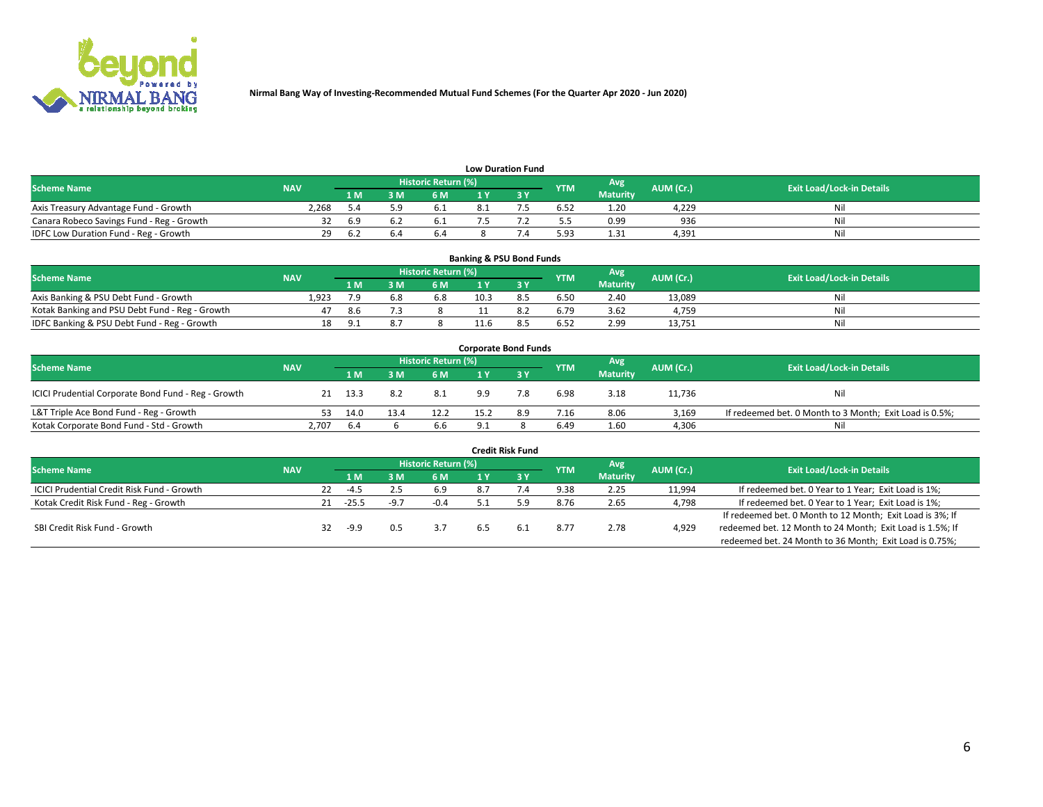**Nirmal Bang Way of Investing-Recommended Mutual Fund Schemes (For the Quarter Apr 2020 - Jun 2020)**

## Low Duration Fund

| Scheme Name | NAV | Historic Return (%) | | | | | YTM | Avg Maturity | AUM (Cr.) | Exit Load/Lock-in Details |
|---|---|---|---|---|---|---|---|---|---|---|
| | | 1 M | 3 M | 6 M | 1 Y | 3 Y | | | | |
| Axis Treasury Advantage Fund - Growth | 2,268 | 5.4 | 5.9 | 6.1 | 8.1 | 7.5 | 6.52 | 1.20 | 4,229 | Nil |
| Canara Robeco Savings Fund - Reg - Growth | 32 | 6.9 | 6.2 | 6.1 | 7.5 | 7.2 | 5.5 | 0.99 | 936 | Nil |
| IDFC Low Duration Fund - Reg - Growth | 29 | 6.2 | 6.4 | 6.4 | 8 | 7.4 | 5.93 | 1.31 | 4,391 | Nil |

## Banking & PSU Bond Funds

| Scheme Name | NAV | Historic Return (%) | | | | | YTM | Avg Maturity | AUM (Cr.) | Exit Load/Lock-in Details |
|---|---|---|---|---|---|---|---|---|---|---|
| | | 1 M | 3 M | 6 M | 1 Y | 3 Y | | | | |
| Axis Banking & PSU Debt Fund - Growth | 1,923 | 7.9 | 6.8 | 6.8 | 10.3 | 8.5 | 6.50 | 2.40 | 13,089 | Nil |
| Kotak Banking and PSU Debt Fund - Reg - Growth | 47 | 8.6 | 7.3 | 8 | 11 | 8.2 | 6.79 | 3.62 | 4,759 | Nil |
| IDFC Banking & PSU Debt Fund - Reg - Growth | 18 | 9.1 | 8.7 | 8 | 11.6 | 8.5 | 6.52 | 2.99 | 13,751 | Nil |

## Corporate Bond Funds

| Scheme Name | NAV | Historic Return (%) | | | | | YTM | Avg Maturity | AUM (Cr.) | Exit Load/Lock-in Details |
|---|---|---|---|---|---|---|---|---|---|---|
| | | 1 M | 3 M | 6 M | 1 Y | 3 Y | | | | |
| ICICI Prudential Corporate Bond Fund - Reg - Growth | 21 | 13.3 | 8.2 | 8.1 | 9.9 | 7.8 | 6.98 | 3.18 | 11,736 | Nil |
| L&T Triple Ace Bond Fund - Reg - Growth | 53 | 14.0 | 13.4 | 12.2 | 15.2 | 8.9 | 7.16 | 8.06 | 3,169 | If redeemed bet. 0 Month to 3 Month; Exit Load is 0.5%; |
| Kotak Corporate Bond Fund - Std - Growth | 2,707 | 6.4 | 6 | 6.6 | 9.1 | 8 | 6.49 | 1.60 | 4,306 | Nil |

## Credit Risk Fund

| Scheme Name | NAV | Historic Return (%) | | | | | YTM | Avg Maturity | AUM (Cr.) | Exit Load/Lock-in Details |
|---|---|---|---|---|---|---|---|---|---|---|
| | | 1 M | 3 M | 6 M | 1 Y | 3 Y | | | | |
| ICICI Prudential Credit Risk Fund - Growth | 22 | -4.5 | 2.5 | 6.9 | 8.7 | 7.4 | 9.38 | 2.25 | 11,994 | If redeemed bet. 0 Year to 1 Year; Exit Load is 1%; |
| Kotak Credit Risk Fund - Reg - Growth | 21 | -25.5 | -9.7 | -0.4 | 5.1 | 5.9 | 8.76 | 2.65 | 4,798 | If redeemed bet. 0 Year to 1 Year; Exit Load is 1%; |
| SBI Credit Risk Fund - Growth | 32 | -9.9 | 0.5 | 3.7 | 6.5 | 6.1 | 8.77 | 2.78 | 4,929 | If redeemed bet. 0 Month to 12 Month; Exit Load is 3%; If redeemed bet. 12 Month to 24 Month; Exit Load is 1.5%; If redeemed bet. 24 Month to 36 Month; Exit Load is 0.75%; |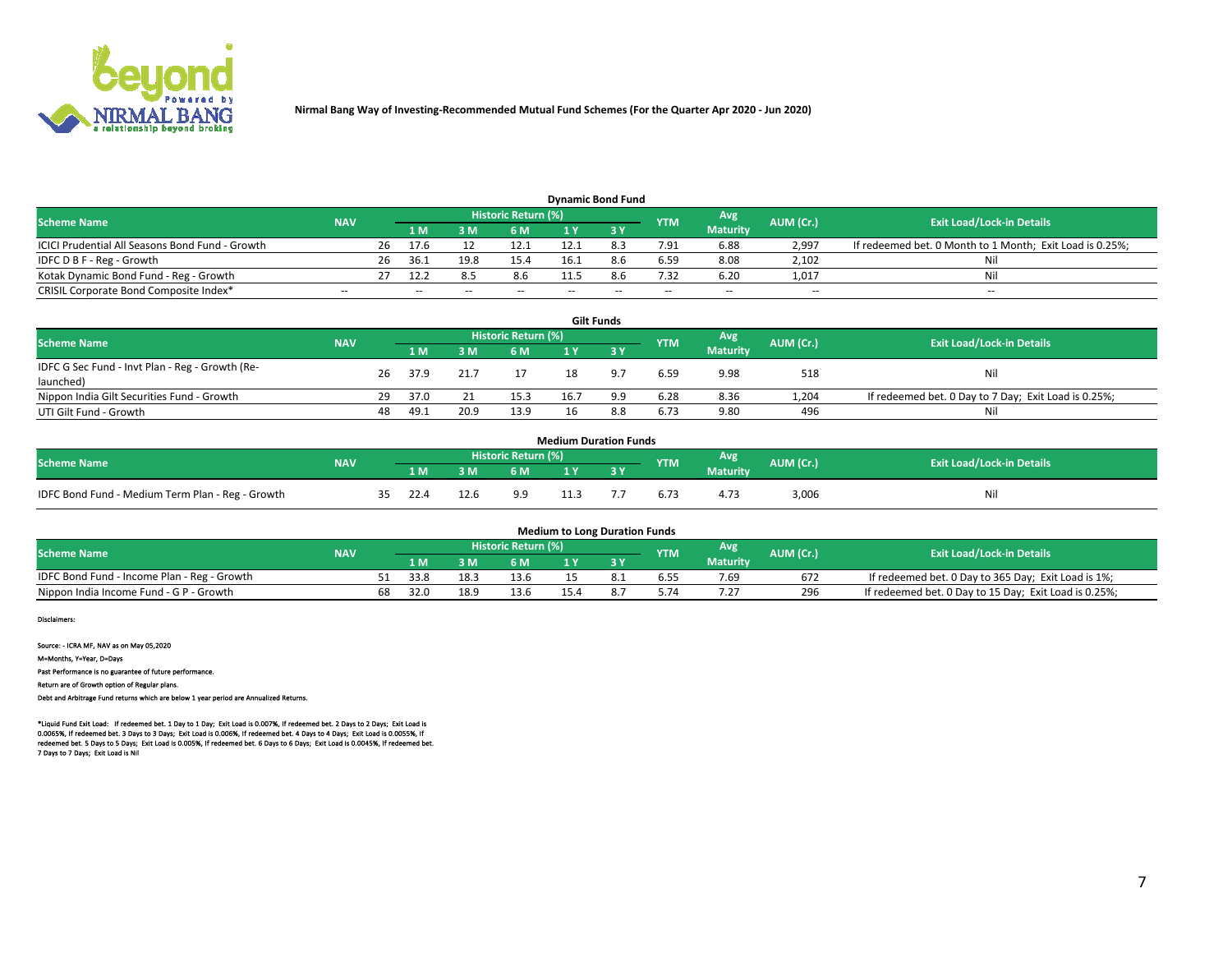Nirmal Bang Way of Investing-Recommended Mutual Fund Schemes (For the Quarter Apr 2020 - Jun 2020)

### Dynamic Bond Fund

| Scheme Name | NAV | Historic Return (%) | | | | | YTM | Avg Maturity | AUM (Cr.) | Exit Load/Lock-in Details |
|---|---|---|---|---|---|---|---|---|---|---|
| | | 1 M | 3 M | 6 M | 1 Y | 3 Y | | | | |
| ICICI Prudential All Seasons Bond Fund - Growth | 26 | 17.6 | 12 | 12.1 | 12.1 | 8.3 | 7.91 | 6.88 | 2,997 | If redeemed bet. 0 Month to 1 Month; Exit Load is 0.25%; |
| IDFC D B F - Reg - Growth | 26 | 36.1 | 19.8 | 15.4 | 16.1 | 8.6 | 6.59 | 8.08 | 2,102 | Nil |
| Kotak Dynamic Bond Fund - Reg - Growth | 27 | 12.2 | 8.5 | 8.6 | 11.5 | 8.6 | 7.32 | 6.20 | 1,017 | Nil |
| CRISIL Corporate Bond Composite Index* | -- | -- | -- | -- | -- | -- | -- | -- | -- | -- |

### Gilt Funds

| Scheme Name | NAV | Historic Return (%) | | | | | YTM | Avg Maturity | AUM (Cr.) | Exit Load/Lock-in Details |
|---|---|---|---|---|---|---|---|---|---|---|
| | | 1 M | 3 M | 6 M | 1 Y | 3 Y | | | | |
| IDFC G Sec Fund - Invt Plan - Reg - Growth (Re-launched) | 26 | 37.9 | 21.7 | 17 | 18 | 9.7 | 6.59 | 9.98 | 518 | Nil |
| Nippon India Gilt Securities Fund - Growth | 29 | 37.0 | 21 | 15.3 | 16.7 | 9.9 | 6.28 | 8.36 | 1,204 | If redeemed bet. 0 Day to 7 Day; Exit Load is 0.25%; |
| UTI Gilt Fund - Growth | 48 | 49.1 | 20.9 | 13.9 | 16 | 8.8 | 6.73 | 9.80 | 496 | Nil |

### Medium Duration Funds

| Scheme Name | NAV | Historic Return (%) | | | | | YTM | Avg Maturity | AUM (Cr.) | Exit Load/Lock-in Details |
|---|---|---|---|---|---|---|---|---|---|---|
| | | 1 M | 3 M | 6 M | 1 Y | 3 Y | | | | |
| IDFC Bond Fund - Medium Term Plan - Reg - Growth | 35 | 22.4 | 12.6 | 9.9 | 11.3 | 7.7 | 6.73 | 4.73 | 3,006 | Nil |

### Medium to Long Duration Funds

| Scheme Name | NAV | Historic Return (%) | | | | | YTM | Avg Maturity | AUM (Cr.) | Exit Load/Lock-in Details |
|---|---|---|---|---|---|---|---|---|---|---|
| | | 1 M | 3 M | 6 M | 1 Y | 3 Y | | | | |
| IDFC Bond Fund - Income Plan - Reg - Growth | 51 | 33.8 | 18.3 | 13.6 | 15 | 8.1 | 6.55 | 7.69 | 672 | If redeemed bet. 0 Day to 365 Day; Exit Load is 1%; |
| Nippon India Income Fund - G P - Growth | 68 | 32.0 | 18.9 | 13.6 | 15.4 | 8.7 | 5.74 | 7.27 | 296 | If redeemed bet. 0 Day to 15 Day; Exit Load is 0.25%; |

Disclaimers:

Source: - ICRA MF, NAV as on May 05,2020

M=Months, Y=Year, D=Days

Past Performance is no guarantee of future performance.

Return are of Growth option of Regular plans.

Debt and Arbitrage Fund returns which are below 1 year period are Annualized Returns.

*Liquid Fund Exit Load: If redeemed bet. 1 Day to 1 Day; Exit Load is 0.007%, If redeemed bet. 2 Days to 2 Days; Exit Load is 0.0065%, If redeemed bet. 3 Days to 3 Days; Exit Load is 0.006%, If redeemed bet. 4 Days to 4 Days; Exit Load is 0.0055%, If redeemed bet. 5 Days to 5 Days; Exit Load is 0.005%, If redeemed bet. 6 Days to 6 Days; Exit Load is 0.0045%, If redeemed bet. 7 Days to 7 Days; Exit Load is Nil